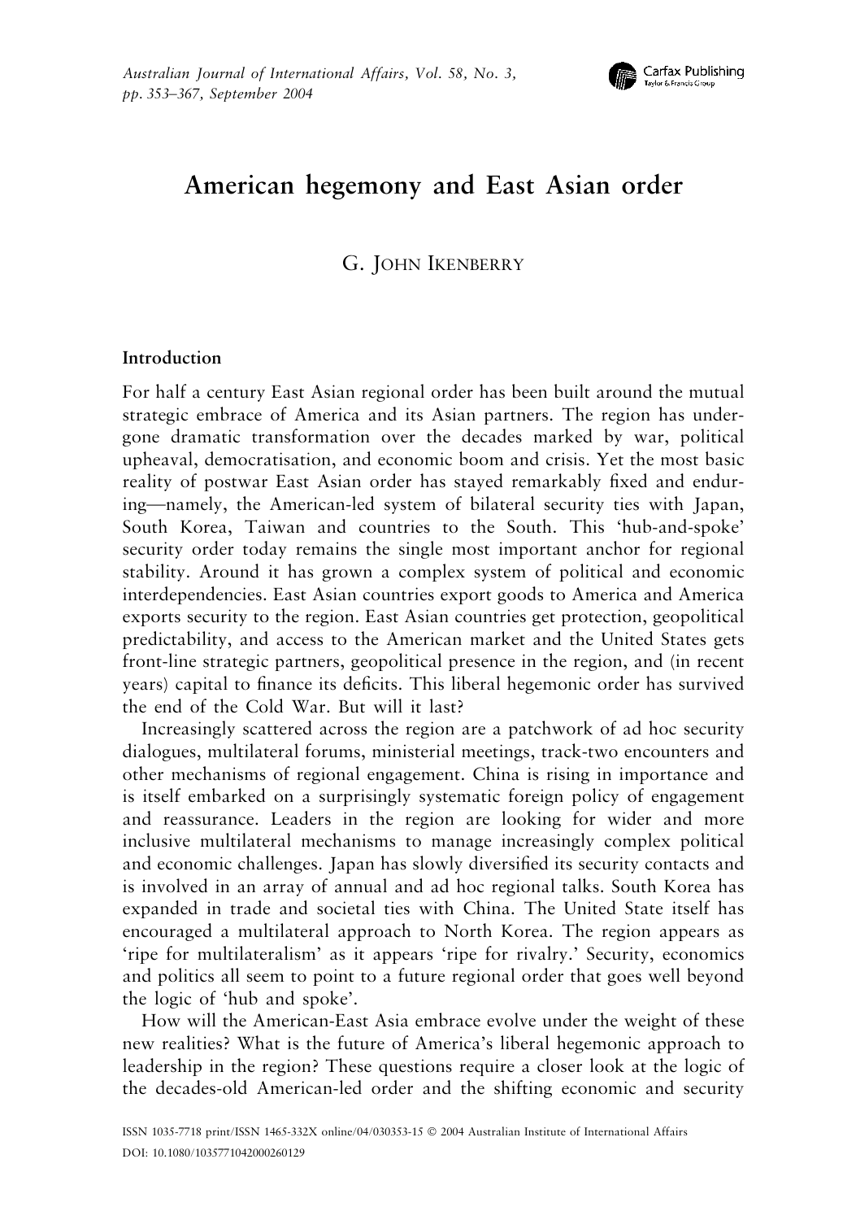# American hegemony and East Asian order

G. John Ikenberry

## Introduction

For half a century East Asian regional order has been built around the mutual strategic embrace of America and its Asian partners. The region has undergone dramatic transformation over the decades marked by war, political upheaval, democratisation, and economic boom and crisis. Yet the most basic reality of postwar East Asian order has stayed remarkably fixed and enduring—namely, the American-led system of bilateral security ties with Japan, South Korea, Taiwan and countries to the South. This 'hub-and-spoke' security order today remains the single most important anchor for regional stability. Around it has grown a complex system of political and economic interdependencies. East Asian countries export goods to America and America exports security to the region. East Asian countries get protection, geopolitical predictability, and access to the American market and the United States gets front-line strategic partners, geopolitical presence in the region, and (in recent years) capital to finance its deficits. This liberal hegemonic order has survived the end of the Cold War. But will it last?

Increasingly scattered across the region are a patchwork of ad hoc security dialogues, multilateral forums, ministerial meetings, track-two encounters and other mechanisms of regional engagement. China is rising in importance and is itself embarked on a surprisingly systematic foreign policy of engagement and reassurance. Leaders in the region are looking for wider and more inclusive multilateral mechanisms to manage increasingly complex political and economic challenges. Japan has slowly diversified its security contacts and is involved in an array of annual and ad hoc regional talks. South Korea has expanded in trade and societal ties with China. The United State itself has encouraged a multilateral approach to North Korea. The region appears as 'ripe for multilateralism' as it appears 'ripe for rivalry.' Security, economics and politics all seem to point to a future regional order that goes well beyond the logic of 'hub and spoke'.

How will the American-East Asia embrace evolve under the weight of these new realities? What is the future of America's liberal hegemonic approach to leadership in the region? These questions require a closer look at the logic of the decades-old American-led order and the shifting economic and security

ISSN 1035-7718 print/ISSN 1465-332X online/04/030353-15 © 2004 Australian Institute of International Affairs
DOI: 10.1080/1035771042000260129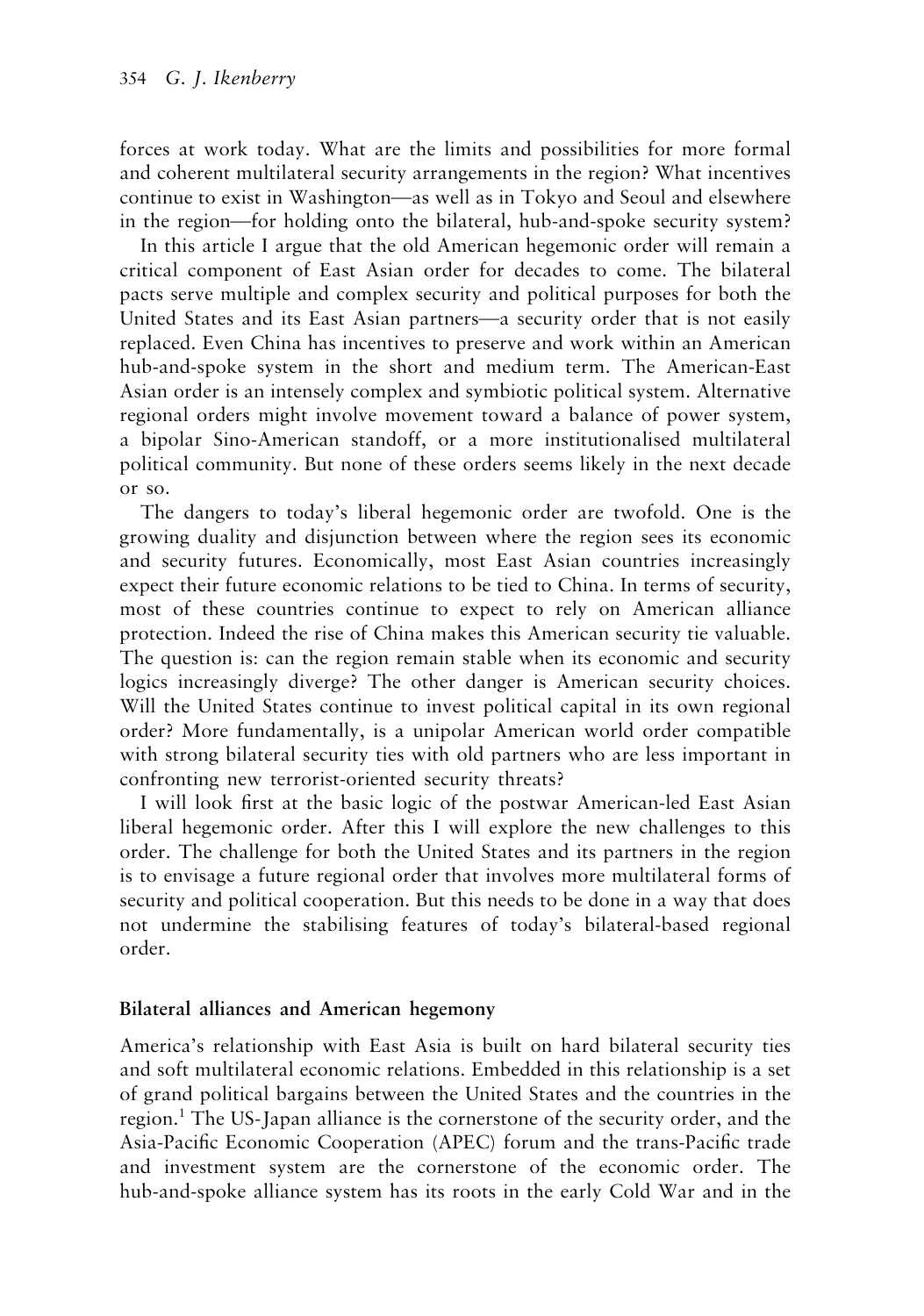forces at work today. What are the limits and possibilities for more formal and coherent multilateral security arrangements in the region? What incentives continue to exist in Washington—as well as in Tokyo and Seoul and elsewhere in the region—for holding onto the bilateral, hub-and-spoke security system?

In this article I argue that the old American hegemonic order will remain a critical component of East Asian order for decades to come. The bilateral pacts serve multiple and complex security and political purposes for both the United States and its East Asian partners—a security order that is not easily replaced. Even China has incentives to preserve and work within an American hub-and-spoke system in the short and medium term. The American-East Asian order is an intensely complex and symbiotic political system. Alternative regional orders might involve movement toward a balance of power system, a bipolar Sino-American standoff, or a more institutionalised multilateral political community. But none of these orders seems likely in the next decade or so.

The dangers to today's liberal hegemonic order are twofold. One is the growing duality and disjunction between where the region sees its economic and security futures. Economically, most East Asian countries increasingly expect their future economic relations to be tied to China. In terms of security, most of these countries continue to expect to rely on American alliance protection. Indeed the rise of China makes this American security tie valuable. The question is: can the region remain stable when its economic and security logics increasingly diverge? The other danger is American security choices. Will the United States continue to invest political capital in its own regional order? More fundamentally, is a unipolar American world order compatible with strong bilateral security ties with old partners who are less important in confronting new terrorist-oriented security threats?

I will look first at the basic logic of the postwar American-led East Asian liberal hegemonic order. After this I will explore the new challenges to this order. The challenge for both the United States and its partners in the region is to envisage a future regional order that involves more multilateral forms of security and political cooperation. But this needs to be done in a way that does not undermine the stabilising features of today's bilateral-based regional order.

## Bilateral alliances and American hegemony

America's relationship with East Asia is built on hard bilateral security ties and soft multilateral economic relations. Embedded in this relationship is a set of grand political bargains between the United States and the countries in the region.[1] The US-Japan alliance is the cornerstone of the security order, and the Asia-Pacific Economic Cooperation (APEC) forum and the trans-Pacific trade and investment system are the cornerstone of the economic order. The hub-and-spoke alliance system has its roots in the early Cold War and in the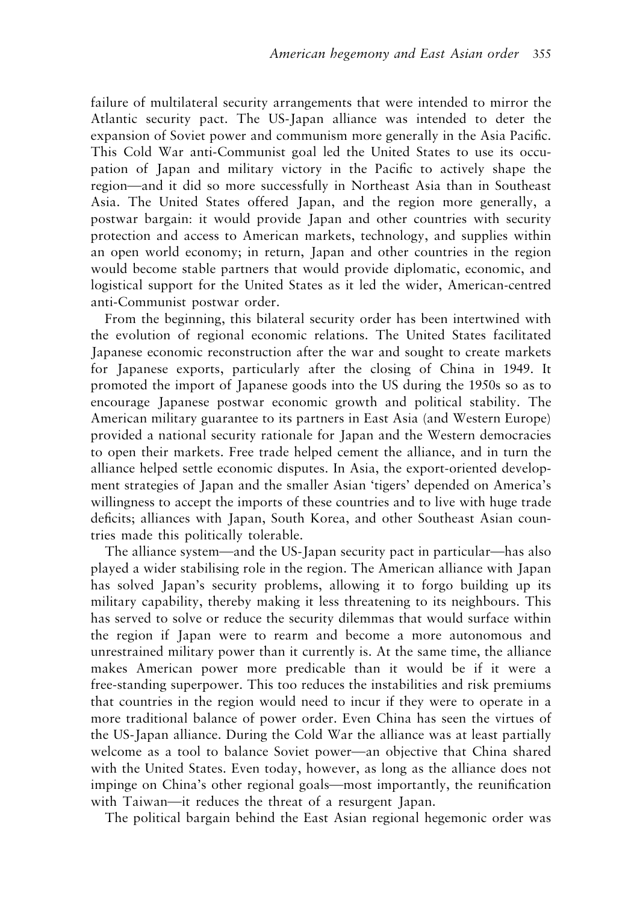failure of multilateral security arrangements that were intended to mirror the Atlantic security pact. The US-Japan alliance was intended to deter the expansion of Soviet power and communism more generally in the Asia Pacific. This Cold War anti-Communist goal led the United States to use its occupation of Japan and military victory in the Pacific to actively shape the region—and it did so more successfully in Northeast Asia than in Southeast Asia. The United States offered Japan, and the region more generally, a postwar bargain: it would provide Japan and other countries with security protection and access to American markets, technology, and supplies within an open world economy; in return, Japan and other countries in the region would become stable partners that would provide diplomatic, economic, and logistical support for the United States as it led the wider, American-centred anti-Communist postwar order.

From the beginning, this bilateral security order has been intertwined with the evolution of regional economic relations. The United States facilitated Japanese economic reconstruction after the war and sought to create markets for Japanese exports, particularly after the closing of China in 1949. It promoted the import of Japanese goods into the US during the 1950s so as to encourage Japanese postwar economic growth and political stability. The American military guarantee to its partners in East Asia (and Western Europe) provided a national security rationale for Japan and the Western democracies to open their markets. Free trade helped cement the alliance, and in turn the alliance helped settle economic disputes. In Asia, the export-oriented development strategies of Japan and the smaller Asian 'tigers' depended on America's willingness to accept the imports of these countries and to live with huge trade deficits; alliances with Japan, South Korea, and other Southeast Asian countries made this politically tolerable.

The alliance system—and the US-Japan security pact in particular—has also played a wider stabilising role in the region. The American alliance with Japan has solved Japan's security problems, allowing it to forgo building up its military capability, thereby making it less threatening to its neighbours. This has served to solve or reduce the security dilemmas that would surface within the region if Japan were to rearm and become a more autonomous and unrestrained military power than it currently is. At the same time, the alliance makes American power more predicable than it would be if it were a free-standing superpower. This too reduces the instabilities and risk premiums that countries in the region would need to incur if they were to operate in a more traditional balance of power order. Even China has seen the virtues of the US-Japan alliance. During the Cold War the alliance was at least partially welcome as a tool to balance Soviet power—an objective that China shared with the United States. Even today, however, as long as the alliance does not impinge on China's other regional goals—most importantly, the reunification with Taiwan—it reduces the threat of a resurgent Japan.

The political bargain behind the East Asian regional hegemonic order was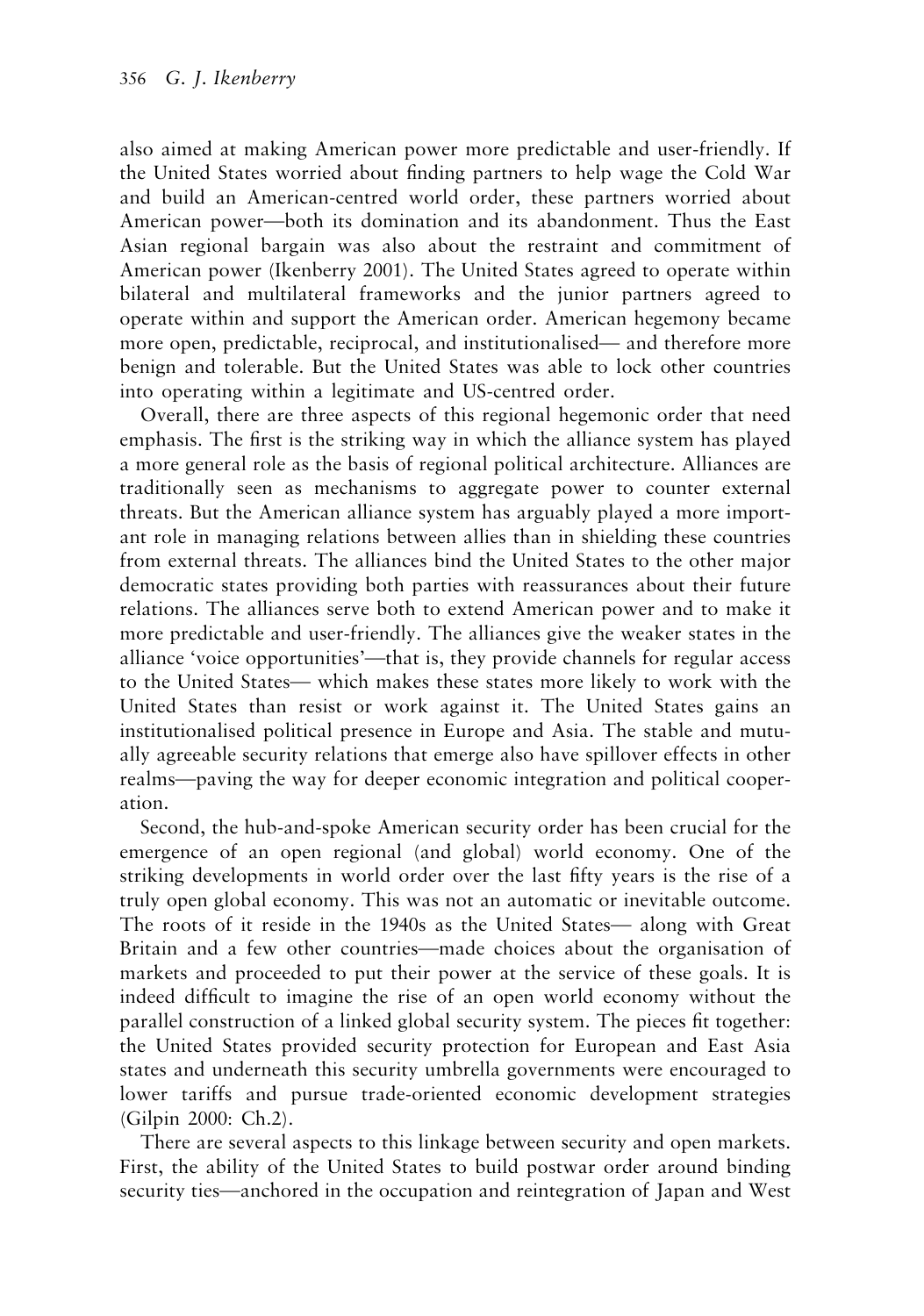also aimed at making American power more predictable and user-friendly. If the United States worried about finding partners to help wage the Cold War and build an American-centred world order, these partners worried about American power—both its domination and its abandonment. Thus the East Asian regional bargain was also about the restraint and commitment of American power (Ikenberry 2001). The United States agreed to operate within bilateral and multilateral frameworks and the junior partners agreed to operate within and support the American order. American hegemony became more open, predictable, reciprocal, and institutionalised— and therefore more benign and tolerable. But the United States was able to lock other countries into operating within a legitimate and US-centred order.

Overall, there are three aspects of this regional hegemonic order that need emphasis. The first is the striking way in which the alliance system has played a more general role as the basis of regional political architecture. Alliances are traditionally seen as mechanisms to aggregate power to counter external threats. But the American alliance system has arguably played a more important role in managing relations between allies than in shielding these countries from external threats. The alliances bind the United States to the other major democratic states providing both parties with reassurances about their future relations. The alliances serve both to extend American power and to make it more predictable and user-friendly. The alliances give the weaker states in the alliance 'voice opportunities'—that is, they provide channels for regular access to the United States— which makes these states more likely to work with the United States than resist or work against it. The United States gains an institutionalised political presence in Europe and Asia. The stable and mutually agreeable security relations that emerge also have spillover effects in other realms—paving the way for deeper economic integration and political cooperation.

Second, the hub-and-spoke American security order has been crucial for the emergence of an open regional (and global) world economy. One of the striking developments in world order over the last fifty years is the rise of a truly open global economy. This was not an automatic or inevitable outcome. The roots of it reside in the 1940s as the United States— along with Great Britain and a few other countries—made choices about the organisation of markets and proceeded to put their power at the service of these goals. It is indeed difficult to imagine the rise of an open world economy without the parallel construction of a linked global security system. The pieces fit together: the United States provided security protection for European and East Asia states and underneath this security umbrella governments were encouraged to lower tariffs and pursue trade-oriented economic development strategies (Gilpin 2000: Ch.2).

There are several aspects to this linkage between security and open markets. First, the ability of the United States to build postwar order around binding security ties—anchored in the occupation and reintegration of Japan and West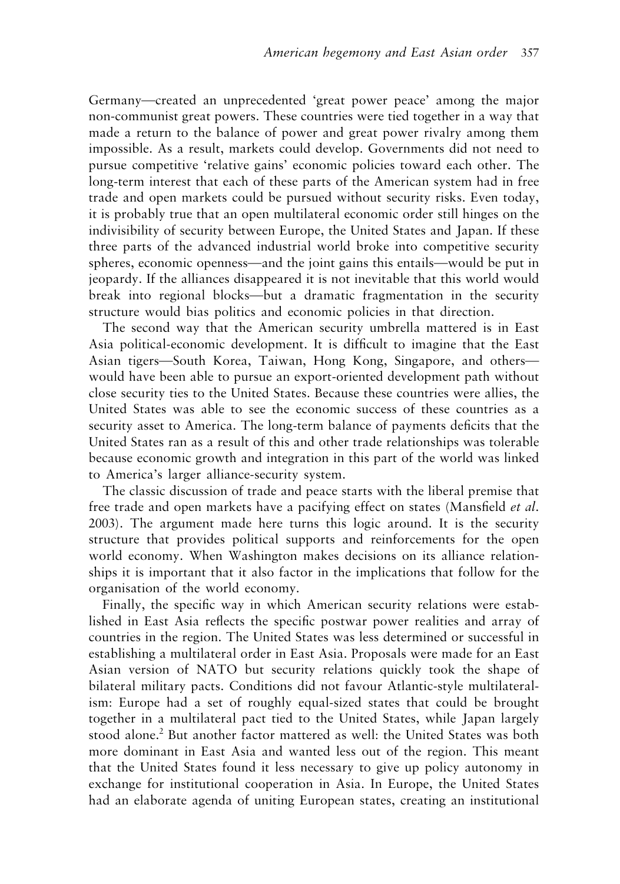Germany—created an unprecedented 'great power peace' among the major non-communist great powers. These countries were tied together in a way that made a return to the balance of power and great power rivalry among them impossible. As a result, markets could develop. Governments did not need to pursue competitive 'relative gains' economic policies toward each other. The long-term interest that each of these parts of the American system had in free trade and open markets could be pursued without security risks. Even today, it is probably true that an open multilateral economic order still hinges on the indivisibility of security between Europe, the United States and Japan. If these three parts of the advanced industrial world broke into competitive security spheres, economic openness—and the joint gains this entails—would be put in jeopardy. If the alliances disappeared it is not inevitable that this world would break into regional blocks—but a dramatic fragmentation in the security structure would bias politics and economic policies in that direction.

The second way that the American security umbrella mattered is in East Asia political-economic development. It is difficult to imagine that the East Asian tigers—South Korea, Taiwan, Hong Kong, Singapore, and others—would have been able to pursue an export-oriented development path without close security ties to the United States. Because these countries were allies, the United States was able to see the economic success of these countries as a security asset to America. The long-term balance of payments deficits that the United States ran as a result of this and other trade relationships was tolerable because economic growth and integration in this part of the world was linked to America's larger alliance-security system.

The classic discussion of trade and peace starts with the liberal premise that free trade and open markets have a pacifying effect on states (Mansfield *et al.* 2003). The argument made here turns this logic around. It is the security structure that provides political supports and reinforcements for the open world economy. When Washington makes decisions on its alliance relationships it is important that it also factor in the implications that follow for the organisation of the world economy.

Finally, the specific way in which American security relations were established in East Asia reflects the specific postwar power realities and array of countries in the region. The United States was less determined or successful in establishing a multilateral order in East Asia. Proposals were made for an East Asian version of NATO but security relations quickly took the shape of bilateral military pacts. Conditions did not favour Atlantic-style multilateralism: Europe had a set of roughly equal-sized states that could be brought together in a multilateral pact tied to the United States, while Japan largely stood alone.[2] But another factor mattered as well: the United States was both more dominant in East Asia and wanted less out of the region. This meant that the United States found it less necessary to give up policy autonomy in exchange for institutional cooperation in Asia. In Europe, the United States had an elaborate agenda of uniting European states, creating an institutional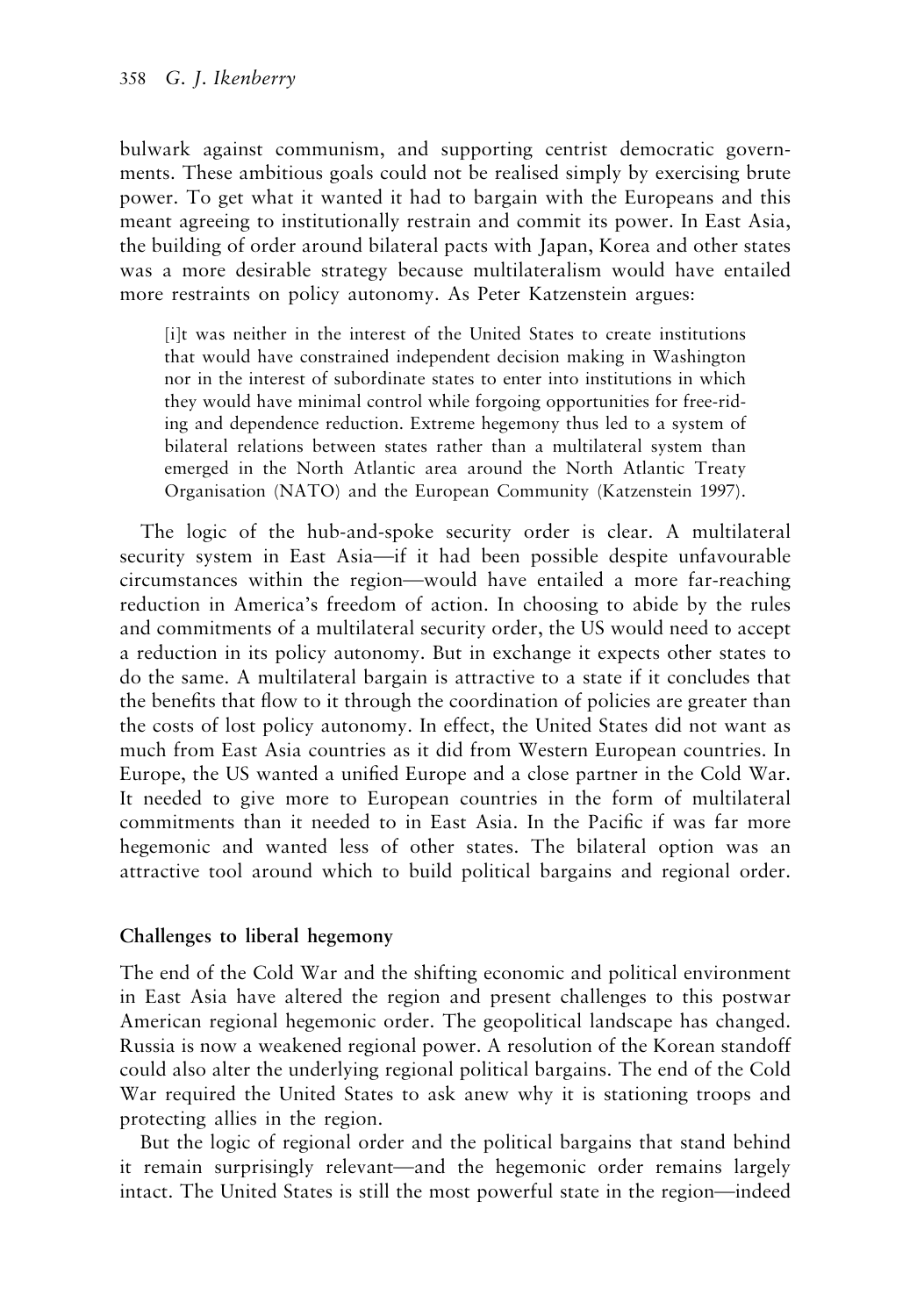bulwark against communism, and supporting centrist democratic governments. These ambitious goals could not be realised simply by exercising brute power. To get what it wanted it had to bargain with the Europeans and this meant agreeing to institutionally restrain and commit its power. In East Asia, the building of order around bilateral pacts with Japan, Korea and other states was a more desirable strategy because multilateralism would have entailed more restraints on policy autonomy. As Peter Katzenstein argues:

> [i]t was neither in the interest of the United States to create institutions that would have constrained independent decision making in Washington nor in the interest of subordinate states to enter into institutions in which they would have minimal control while forgoing opportunities for free-riding and dependence reduction. Extreme hegemony thus led to a system of bilateral relations between states rather than a multilateral system than emerged in the North Atlantic area around the North Atlantic Treaty Organisation (NATO) and the European Community (Katzenstein 1997).

The logic of the hub-and-spoke security order is clear. A multilateral security system in East Asia—if it had been possible despite unfavourable circumstances within the region—would have entailed a more far-reaching reduction in America's freedom of action. In choosing to abide by the rules and commitments of a multilateral security order, the US would need to accept a reduction in its policy autonomy. But in exchange it expects other states to do the same. A multilateral bargain is attractive to a state if it concludes that the benefits that flow to it through the coordination of policies are greater than the costs of lost policy autonomy. In effect, the United States did not want as much from East Asia countries as it did from Western European countries. In Europe, the US wanted a unified Europe and a close partner in the Cold War. It needed to give more to European countries in the form of multilateral commitments than it needed to in East Asia. In the Pacific if was far more hegemonic and wanted less of other states. The bilateral option was an attractive tool around which to build political bargains and regional order.

## Challenges to liberal hegemony

The end of the Cold War and the shifting economic and political environment in East Asia have altered the region and present challenges to this postwar American regional hegemonic order. The geopolitical landscape has changed. Russia is now a weakened regional power. A resolution of the Korean standoff could also alter the underlying regional political bargains. The end of the Cold War required the United States to ask anew why it is stationing troops and protecting allies in the region.

But the logic of regional order and the political bargains that stand behind it remain surprisingly relevant—and the hegemonic order remains largely intact. The United States is still the most powerful state in the region—indeed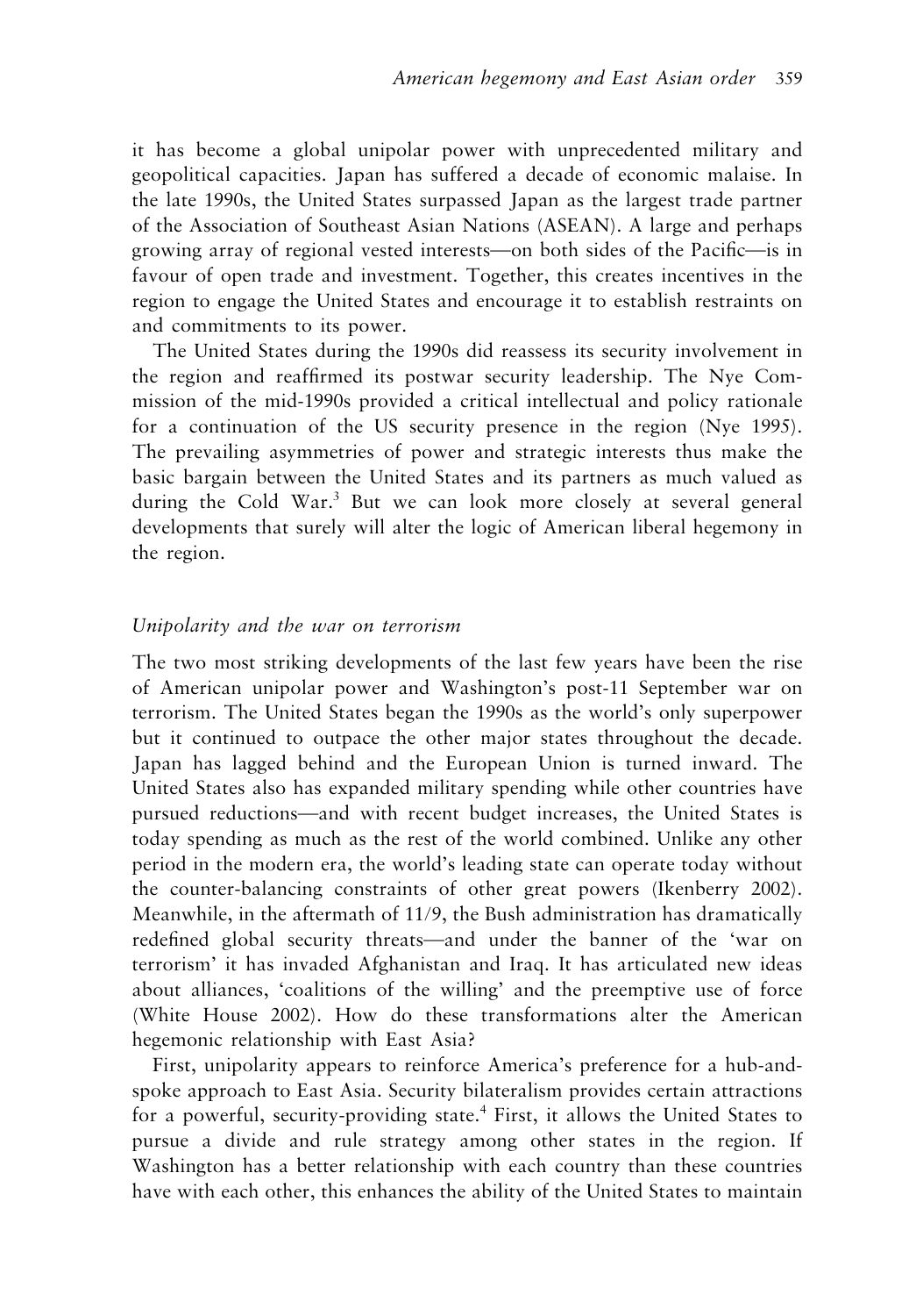it has become a global unipolar power with unprecedented military and geopolitical capacities. Japan has suffered a decade of economic malaise. In the late 1990s, the United States surpassed Japan as the largest trade partner of the Association of Southeast Asian Nations (ASEAN). A large and perhaps growing array of regional vested interests—on both sides of the Pacific—is in favour of open trade and investment. Together, this creates incentives in the region to engage the United States and encourage it to establish restraints on and commitments to its power.

The United States during the 1990s did reassess its security involvement in the region and reaffirmed its postwar security leadership. The Nye Commission of the mid-1990s provided a critical intellectual and policy rationale for a continuation of the US security presence in the region (Nye 1995). The prevailing asymmetries of power and strategic interests thus make the basic bargain between the United States and its partners as much valued as during the Cold War.[3] But we can look more closely at several general developments that surely will alter the logic of American liberal hegemony in the region.

### *Unipolarity and the war on terrorism*

The two most striking developments of the last few years have been the rise of American unipolar power and Washington's post-11 September war on terrorism. The United States began the 1990s as the world's only superpower but it continued to outpace the other major states throughout the decade. Japan has lagged behind and the European Union is turned inward. The United States also has expanded military spending while other countries have pursued reductions—and with recent budget increases, the United States is today spending as much as the rest of the world combined. Unlike any other period in the modern era, the world's leading state can operate today without the counter-balancing constraints of other great powers (Ikenberry 2002). Meanwhile, in the aftermath of 11/9, the Bush administration has dramatically redefined global security threats—and under the banner of the 'war on terrorism' it has invaded Afghanistan and Iraq. It has articulated new ideas about alliances, 'coalitions of the willing' and the preemptive use of force (White House 2002). How do these transformations alter the American hegemonic relationship with East Asia?

First, unipolarity appears to reinforce America's preference for a hub-and-spoke approach to East Asia. Security bilateralism provides certain attractions for a powerful, security-providing state.[4] First, it allows the United States to pursue a divide and rule strategy among other states in the region. If Washington has a better relationship with each country than these countries have with each other, this enhances the ability of the United States to maintain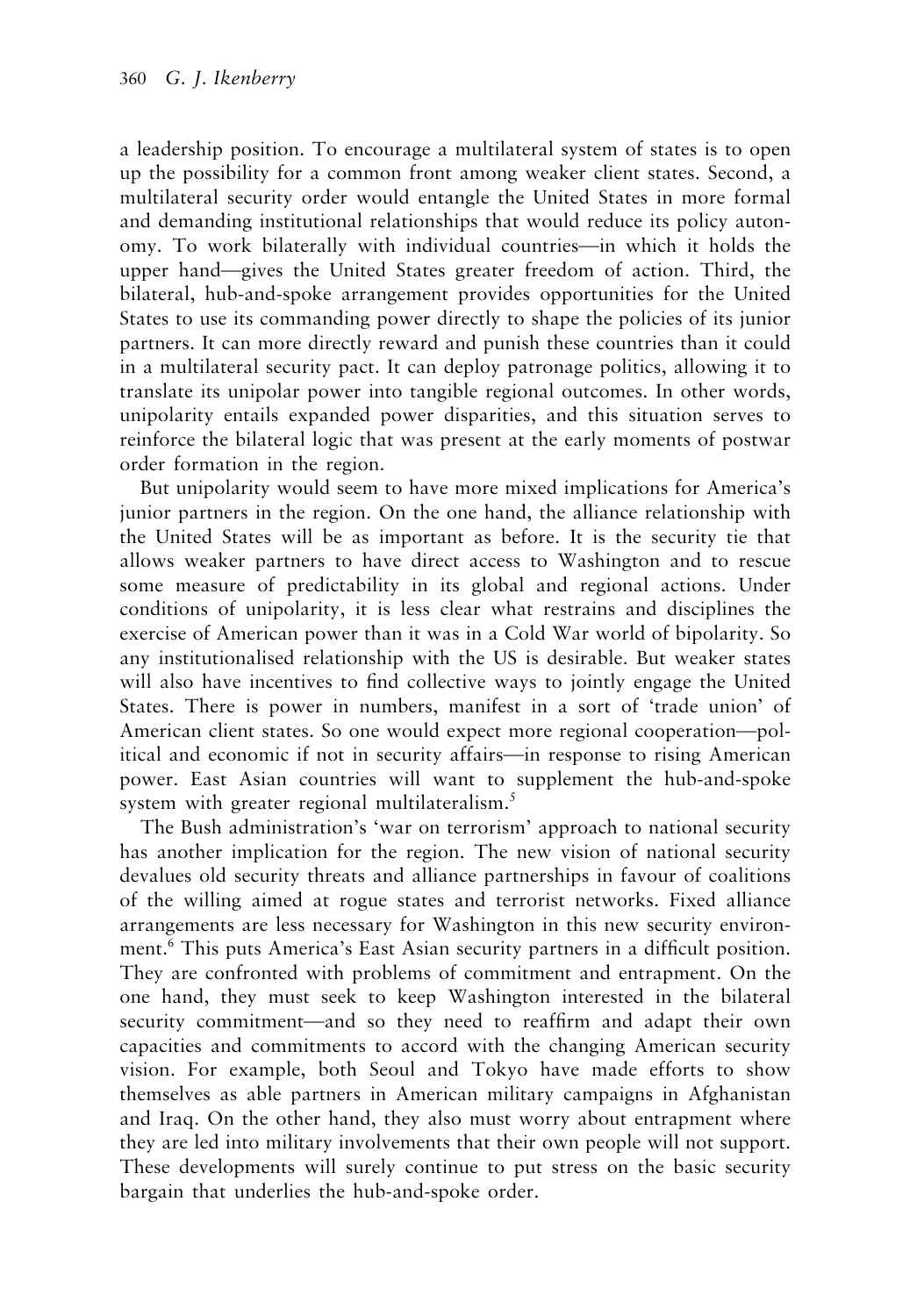a leadership position. To encourage a multilateral system of states is to open up the possibility for a common front among weaker client states. Second, a multilateral security order would entangle the United States in more formal and demanding institutional relationships that would reduce its policy autonomy. To work bilaterally with individual countries—in which it holds the upper hand—gives the United States greater freedom of action. Third, the bilateral, hub-and-spoke arrangement provides opportunities for the United States to use its commanding power directly to shape the policies of its junior partners. It can more directly reward and punish these countries than it could in a multilateral security pact. It can deploy patronage politics, allowing it to translate its unipolar power into tangible regional outcomes. In other words, unipolarity entails expanded power disparities, and this situation serves to reinforce the bilateral logic that was present at the early moments of postwar order formation in the region.

But unipolarity would seem to have more mixed implications for America's junior partners in the region. On the one hand, the alliance relationship with the United States will be as important as before. It is the security tie that allows weaker partners to have direct access to Washington and to rescue some measure of predictability in its global and regional actions. Under conditions of unipolarity, it is less clear what restrains and disciplines the exercise of American power than it was in a Cold War world of bipolarity. So any institutionalised relationship with the US is desirable. But weaker states will also have incentives to find collective ways to jointly engage the United States. There is power in numbers, manifest in a sort of 'trade union' of American client states. So one would expect more regional cooperation—political and economic if not in security affairs—in response to rising American power. East Asian countries will want to supplement the hub-and-spoke system with greater regional multilateralism.[5]

The Bush administration's 'war on terrorism' approach to national security has another implication for the region. The new vision of national security devalues old security threats and alliance partnerships in favour of coalitions of the willing aimed at rogue states and terrorist networks. Fixed alliance arrangements are less necessary for Washington in this new security environment.[6] This puts America's East Asian security partners in a difficult position. They are confronted with problems of commitment and entrapment. On the one hand, they must seek to keep Washington interested in the bilateral security commitment—and so they need to reaffirm and adapt their own capacities and commitments to accord with the changing American security vision. For example, both Seoul and Tokyo have made efforts to show themselves as able partners in American military campaigns in Afghanistan and Iraq. On the other hand, they also must worry about entrapment where they are led into military involvements that their own people will not support. These developments will surely continue to put stress on the basic security bargain that underlies the hub-and-spoke order.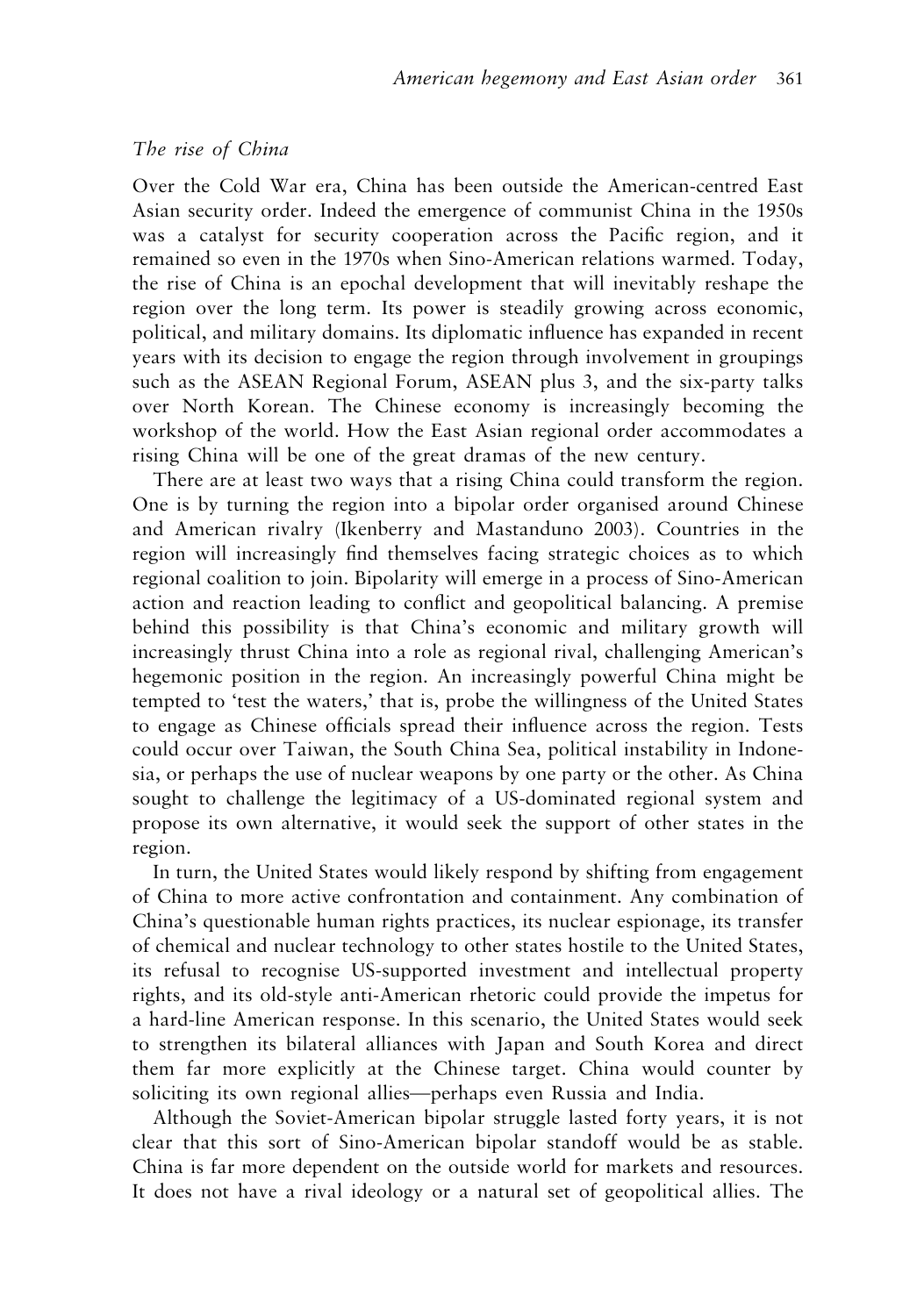### *The rise of China*

Over the Cold War era, China has been outside the American-centred East Asian security order. Indeed the emergence of communist China in the 1950s was a catalyst for security cooperation across the Pacific region, and it remained so even in the 1970s when Sino-American relations warmed. Today, the rise of China is an epochal development that will inevitably reshape the region over the long term. Its power is steadily growing across economic, political, and military domains. Its diplomatic influence has expanded in recent years with its decision to engage the region through involvement in groupings such as the ASEAN Regional Forum, ASEAN plus 3, and the six-party talks over North Korean. The Chinese economy is increasingly becoming the workshop of the world. How the East Asian regional order accommodates a rising China will be one of the great dramas of the new century.

There are at least two ways that a rising China could transform the region. One is by turning the region into a bipolar order organised around Chinese and American rivalry (Ikenberry and Mastanduno 2003). Countries in the region will increasingly find themselves facing strategic choices as to which regional coalition to join. Bipolarity will emerge in a process of Sino-American action and reaction leading to conflict and geopolitical balancing. A premise behind this possibility is that China's economic and military growth will increasingly thrust China into a role as regional rival, challenging American's hegemonic position in the region. An increasingly powerful China might be tempted to 'test the waters,' that is, probe the willingness of the United States to engage as Chinese officials spread their influence across the region. Tests could occur over Taiwan, the South China Sea, political instability in Indonesia, or perhaps the use of nuclear weapons by one party or the other. As China sought to challenge the legitimacy of a US-dominated regional system and propose its own alternative, it would seek the support of other states in the region.

In turn, the United States would likely respond by shifting from engagement of China to more active confrontation and containment. Any combination of China's questionable human rights practices, its nuclear espionage, its transfer of chemical and nuclear technology to other states hostile to the United States, its refusal to recognise US-supported investment and intellectual property rights, and its old-style anti-American rhetoric could provide the impetus for a hard-line American response. In this scenario, the United States would seek to strengthen its bilateral alliances with Japan and South Korea and direct them far more explicitly at the Chinese target. China would counter by soliciting its own regional allies—perhaps even Russia and India.

Although the Soviet-American bipolar struggle lasted forty years, it is not clear that this sort of Sino-American bipolar standoff would be as stable. China is far more dependent on the outside world for markets and resources. It does not have a rival ideology or a natural set of geopolitical allies. The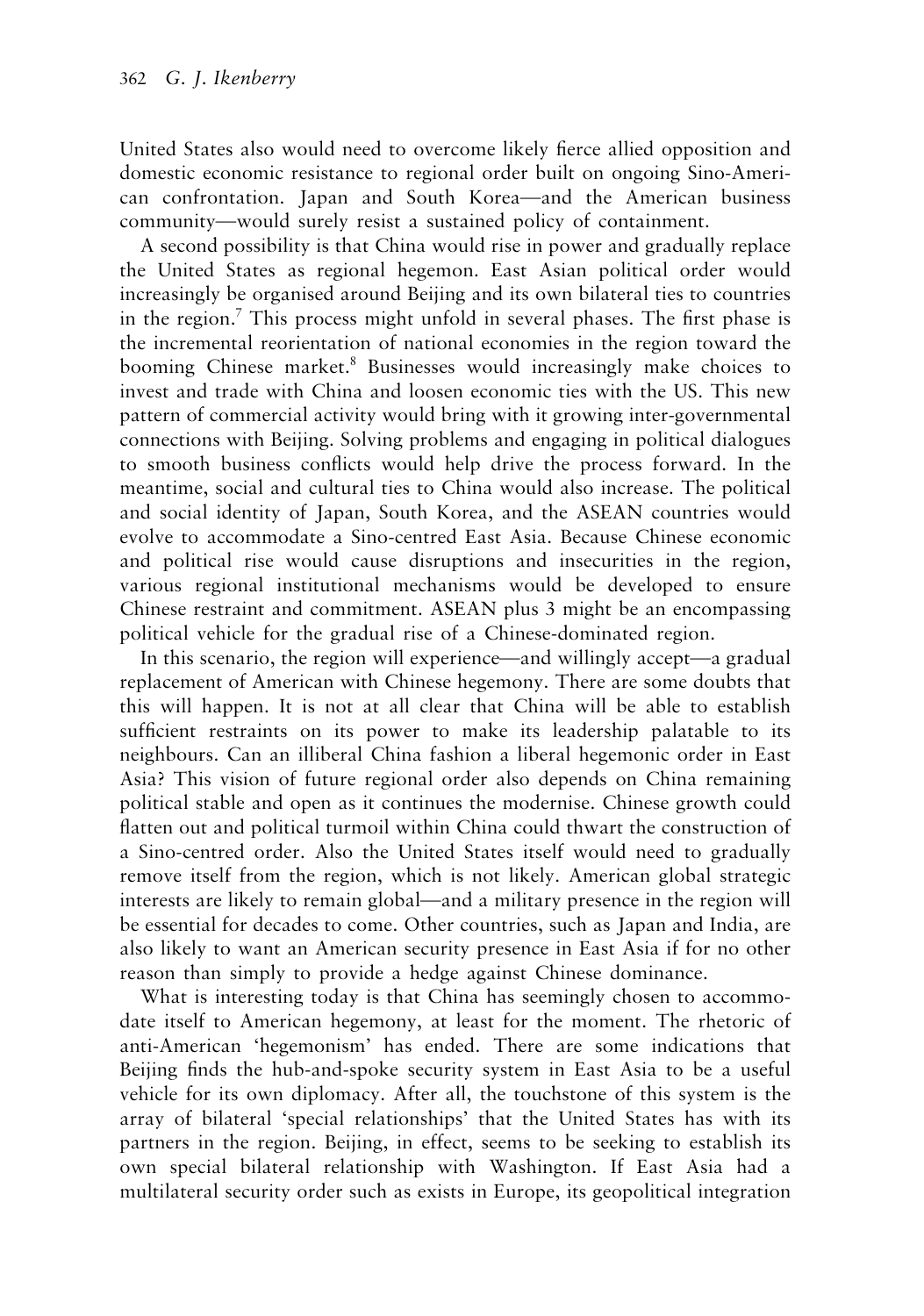United States also would need to overcome likely fierce allied opposition and domestic economic resistance to regional order built on ongoing Sino-American confrontation. Japan and South Korea—and the American business community—would surely resist a sustained policy of containment.

A second possibility is that China would rise in power and gradually replace the United States as regional hegemon. East Asian political order would increasingly be organised around Beijing and its own bilateral ties to countries in the region.[7] This process might unfold in several phases. The first phase is the incremental reorientation of national economies in the region toward the booming Chinese market.[8] Businesses would increasingly make choices to invest and trade with China and loosen economic ties with the US. This new pattern of commercial activity would bring with it growing inter-governmental connections with Beijing. Solving problems and engaging in political dialogues to smooth business conflicts would help drive the process forward. In the meantime, social and cultural ties to China would also increase. The political and social identity of Japan, South Korea, and the ASEAN countries would evolve to accommodate a Sino-centred East Asia. Because Chinese economic and political rise would cause disruptions and insecurities in the region, various regional institutional mechanisms would be developed to ensure Chinese restraint and commitment. ASEAN plus 3 might be an encompassing political vehicle for the gradual rise of a Chinese-dominated region.

In this scenario, the region will experience—and willingly accept—a gradual replacement of American with Chinese hegemony. There are some doubts that this will happen. It is not at all clear that China will be able to establish sufficient restraints on its power to make its leadership palatable to its neighbours. Can an illiberal China fashion a liberal hegemonic order in East Asia? This vision of future regional order also depends on China remaining political stable and open as it continues the modernise. Chinese growth could flatten out and political turmoil within China could thwart the construction of a Sino-centred order. Also the United States itself would need to gradually remove itself from the region, which is not likely. American global strategic interests are likely to remain global—and a military presence in the region will be essential for decades to come. Other countries, such as Japan and India, are also likely to want an American security presence in East Asia if for no other reason than simply to provide a hedge against Chinese dominance.

What is interesting today is that China has seemingly chosen to accommodate itself to American hegemony, at least for the moment. The rhetoric of anti-American 'hegemonism' has ended. There are some indications that Beijing finds the hub-and-spoke security system in East Asia to be a useful vehicle for its own diplomacy. After all, the touchstone of this system is the array of bilateral 'special relationships' that the United States has with its partners in the region. Beijing, in effect, seems to be seeking to establish its own special bilateral relationship with Washington. If East Asia had a multilateral security order such as exists in Europe, its geopolitical integration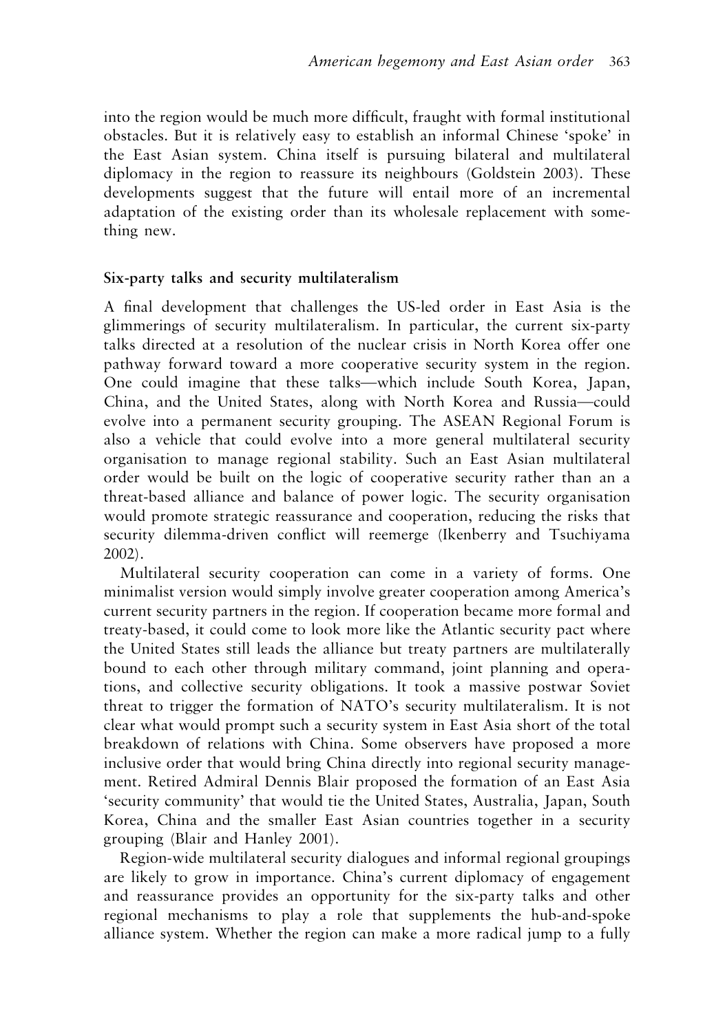into the region would be much more difficult, fraught with formal institutional obstacles. But it is relatively easy to establish an informal Chinese 'spoke' in the East Asian system. China itself is pursuing bilateral and multilateral diplomacy in the region to reassure its neighbours (Goldstein 2003). These developments suggest that the future will entail more of an incremental adaptation of the existing order than its wholesale replacement with something new.

### Six-party talks and security multilateralism

A final development that challenges the US-led order in East Asia is the glimmerings of security multilateralism. In particular, the current six-party talks directed at a resolution of the nuclear crisis in North Korea offer one pathway forward toward a more cooperative security system in the region. One could imagine that these talks—which include South Korea, Japan, China, and the United States, along with North Korea and Russia—could evolve into a permanent security grouping. The ASEAN Regional Forum is also a vehicle that could evolve into a more general multilateral security organisation to manage regional stability. Such an East Asian multilateral order would be built on the logic of cooperative security rather than an a threat-based alliance and balance of power logic. The security organisation would promote strategic reassurance and cooperation, reducing the risks that security dilemma-driven conflict will reemerge (Ikenberry and Tsuchiyama 2002).

Multilateral security cooperation can come in a variety of forms. One minimalist version would simply involve greater cooperation among America's current security partners in the region. If cooperation became more formal and treaty-based, it could come to look more like the Atlantic security pact where the United States still leads the alliance but treaty partners are multilaterally bound to each other through military command, joint planning and operations, and collective security obligations. It took a massive postwar Soviet threat to trigger the formation of NATO's security multilateralism. It is not clear what would prompt such a security system in East Asia short of the total breakdown of relations with China. Some observers have proposed a more inclusive order that would bring China directly into regional security management. Retired Admiral Dennis Blair proposed the formation of an East Asia 'security community' that would tie the United States, Australia, Japan, South Korea, China and the smaller East Asian countries together in a security grouping (Blair and Hanley 2001).

Region-wide multilateral security dialogues and informal regional groupings are likely to grow in importance. China's current diplomacy of engagement and reassurance provides an opportunity for the six-party talks and other regional mechanisms to play a role that supplements the hub-and-spoke alliance system. Whether the region can make a more radical jump to a fully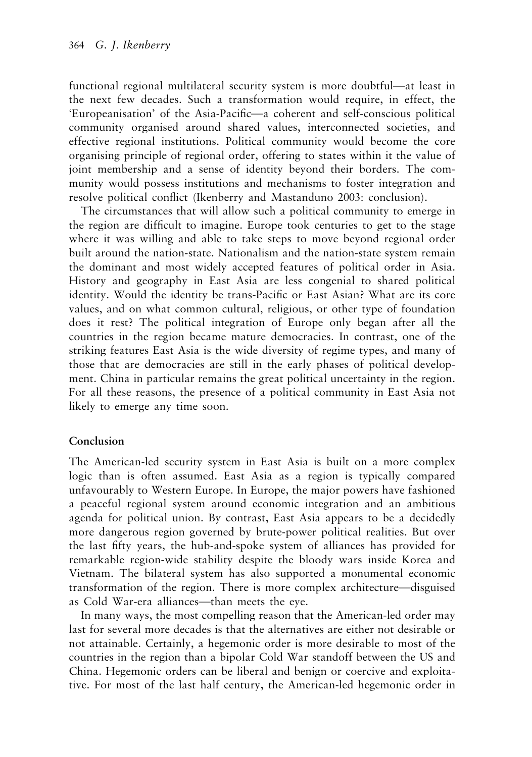functional regional multilateral security system is more doubtful—at least in the next few decades. Such a transformation would require, in effect, the 'Europeanisation' of the Asia-Pacific—a coherent and self-conscious political community organised around shared values, interconnected societies, and effective regional institutions. Political community would become the core organising principle of regional order, offering to states within it the value of joint membership and a sense of identity beyond their borders. The community would possess institutions and mechanisms to foster integration and resolve political conflict (Ikenberry and Mastanduno 2003: conclusion).

The circumstances that will allow such a political community to emerge in the region are difficult to imagine. Europe took centuries to get to the stage where it was willing and able to take steps to move beyond regional order built around the nation-state. Nationalism and the nation-state system remain the dominant and most widely accepted features of political order in Asia. History and geography in East Asia are less congenial to shared political identity. Would the identity be trans-Pacific or East Asian? What are its core values, and on what common cultural, religious, or other type of foundation does it rest? The political integration of Europe only began after all the countries in the region became mature democracies. In contrast, one of the striking features East Asia is the wide diversity of regime types, and many of those that are democracies are still in the early phases of political development. China in particular remains the great political uncertainty in the region. For all these reasons, the presence of a political community in East Asia not likely to emerge any time soon.

## Conclusion

The American-led security system in East Asia is built on a more complex logic than is often assumed. East Asia as a region is typically compared unfavourably to Western Europe. In Europe, the major powers have fashioned a peaceful regional system around economic integration and an ambitious agenda for political union. By contrast, East Asia appears to be a decidedly more dangerous region governed by brute-power political realities. But over the last fifty years, the hub-and-spoke system of alliances has provided for remarkable region-wide stability despite the bloody wars inside Korea and Vietnam. The bilateral system has also supported a monumental economic transformation of the region. There is more complex architecture—disguised as Cold War-era alliances—than meets the eye.

In many ways, the most compelling reason that the American-led order may last for several more decades is that the alternatives are either not desirable or not attainable. Certainly, a hegemonic order is more desirable to most of the countries in the region than a bipolar Cold War standoff between the US and China. Hegemonic orders can be liberal and benign or coercive and exploitative. For most of the last half century, the American-led hegemonic order in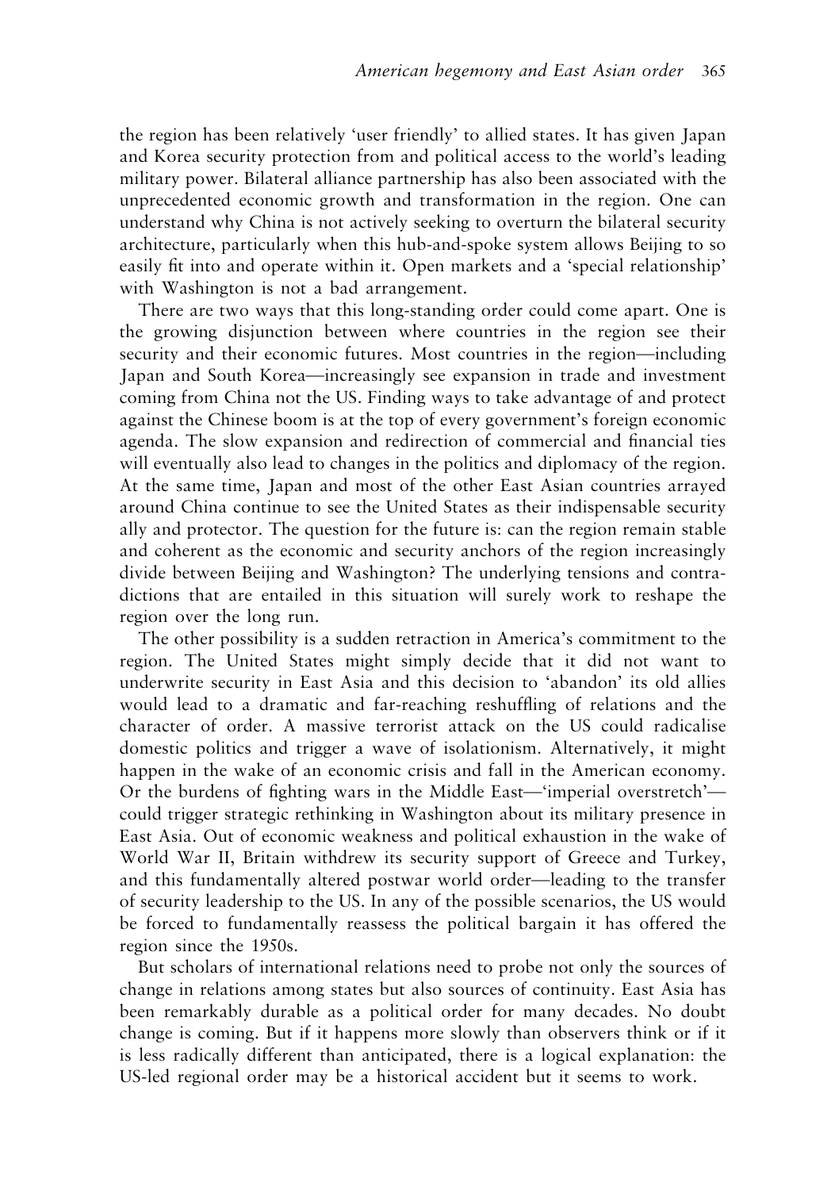the region has been relatively 'user friendly' to allied states. It has given Japan and Korea security protection from and political access to the world's leading military power. Bilateral alliance partnership has also been associated with the unprecedented economic growth and transformation in the region. One can understand why China is not actively seeking to overturn the bilateral security architecture, particularly when this hub-and-spoke system allows Beijing to so easily fit into and operate within it. Open markets and a 'special relationship' with Washington is not a bad arrangement.

There are two ways that this long-standing order could come apart. One is the growing disjunction between where countries in the region see their security and their economic futures. Most countries in the region—including Japan and South Korea—increasingly see expansion in trade and investment coming from China not the US. Finding ways to take advantage of and protect against the Chinese boom is at the top of every government's foreign economic agenda. The slow expansion and redirection of commercial and financial ties will eventually also lead to changes in the politics and diplomacy of the region. At the same time, Japan and most of the other East Asian countries arrayed around China continue to see the United States as their indispensable security ally and protector. The question for the future is: can the region remain stable and coherent as the economic and security anchors of the region increasingly divide between Beijing and Washington? The underlying tensions and contradictions that are entailed in this situation will surely work to reshape the region over the long run.

The other possibility is a sudden retraction in America's commitment to the region. The United States might simply decide that it did not want to underwrite security in East Asia and this decision to 'abandon' its old allies would lead to a dramatic and far-reaching reshuffling of relations and the character of order. A massive terrorist attack on the US could radicalise domestic politics and trigger a wave of isolationism. Alternatively, it might happen in the wake of an economic crisis and fall in the American economy. Or the burdens of fighting wars in the Middle East—'imperial overstretch'—could trigger strategic rethinking in Washington about its military presence in East Asia. Out of economic weakness and political exhaustion in the wake of World War II, Britain withdrew its security support of Greece and Turkey, and this fundamentally altered postwar world order—leading to the transfer of security leadership to the US. In any of the possible scenarios, the US would be forced to fundamentally reassess the political bargain it has offered the region since the 1950s.

But scholars of international relations need to probe not only the sources of change in relations among states but also sources of continuity. East Asia has been remarkably durable as a political order for many decades. No doubt change is coming. But if it happens more slowly than observers think or if it is less radically different than anticipated, there is a logical explanation: the US-led regional order may be a historical accident but it seems to work.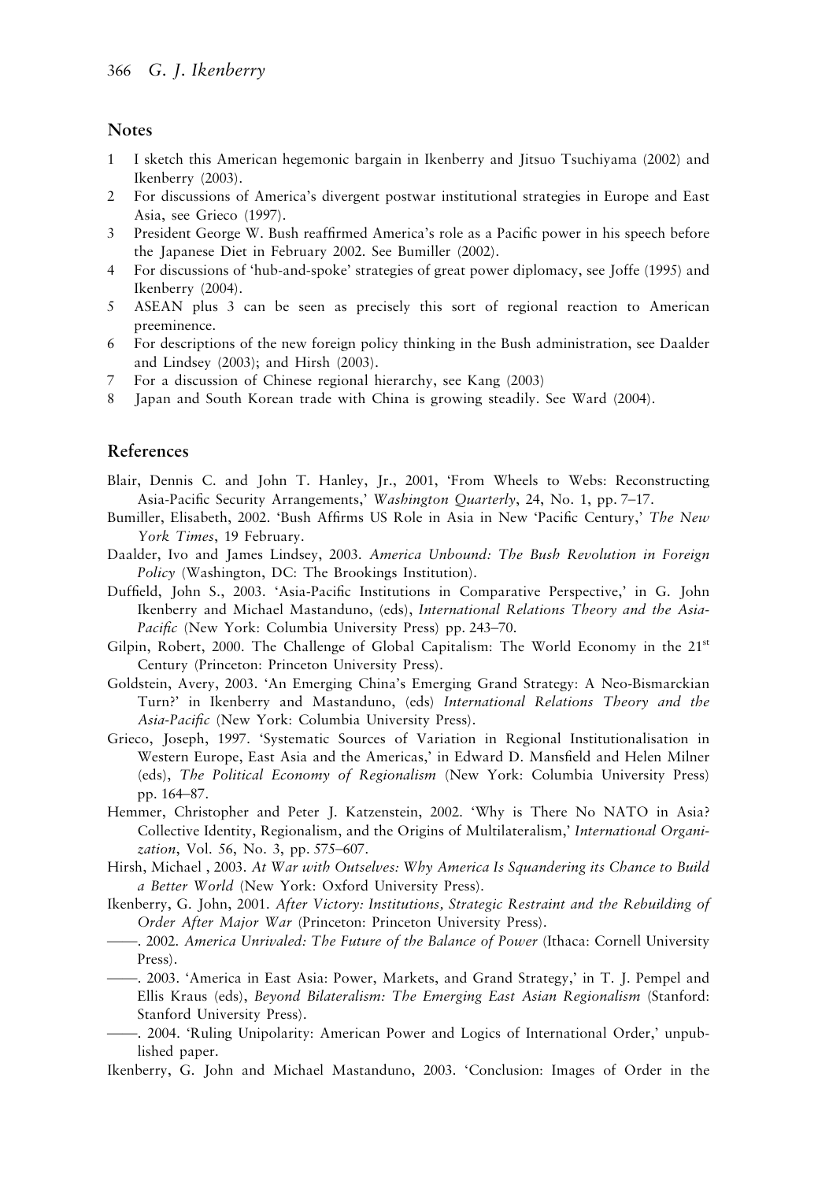## Notes

1. I sketch this American hegemonic bargain in Ikenberry and Jitsuo Tsuchiyama (2002) and Ikenberry (2003).
2. For discussions of America's divergent postwar institutional strategies in Europe and East Asia, see Grieco (1997).
3. President George W. Bush reaffirmed America's role as a Pacific power in his speech before the Japanese Diet in February 2002. See Bumiller (2002).
4. For discussions of 'hub-and-spoke' strategies of great power diplomacy, see Joffe (1995) and Ikenberry (2004).
5. ASEAN plus 3 can be seen as precisely this sort of regional reaction to American preeminence.
6. For descriptions of the new foreign policy thinking in the Bush administration, see Daalder and Lindsey (2003); and Hirsh (2003).
7. For a discussion of Chinese regional hierarchy, see Kang (2003)
8. Japan and South Korean trade with China is growing steadily. See Ward (2004).

## References

Blair, Dennis C. and John T. Hanley, Jr., 2001, 'From Wheels to Webs: Reconstructing Asia-Pacific Security Arrangements,' *Washington Quarterly*, 24, No. 1, pp. 7–17.

Bumiller, Elisabeth, 2002. 'Bush Affirms US Role in Asia in New 'Pacific Century,' *The New York Times*, 19 February.

Daalder, Ivo and James Lindsey, 2003. *America Unbound: The Bush Revolution in Foreign Policy* (Washington, DC: The Brookings Institution).

Duffield, John S., 2003. 'Asia-Pacific Institutions in Comparative Perspective,' in G. John Ikenberry and Michael Mastanduno, (eds), *International Relations Theory and the Asia-Pacific* (New York: Columbia University Press) pp. 243–70.

Gilpin, Robert, 2000. The Challenge of Global Capitalism: The World Economy in the 21st Century (Princeton: Princeton University Press).

Goldstein, Avery, 2003. 'An Emerging China's Emerging Grand Strategy: A Neo-Bismarckian Turn?' in Ikenberry and Mastanduno, (eds) *International Relations Theory and the Asia-Pacific* (New York: Columbia University Press).

Grieco, Joseph, 1997. 'Systematic Sources of Variation in Regional Institutionalisation in Western Europe, East Asia and the Americas,' in Edward D. Mansfield and Helen Milner (eds), *The Political Economy of Regionalism* (New York: Columbia University Press) pp. 164–87.

Hemmer, Christopher and Peter J. Katzenstein, 2002. 'Why is There No NATO in Asia? Collective Identity, Regionalism, and the Origins of Multilateralism,' *International Organization*, Vol. 56, No. 3, pp. 575–607.

Hirsh, Michael , 2003. *At War with Outselves: Why America Is Squandering its Chance to Build a Better World* (New York: Oxford University Press).

Ikenberry, G. John, 2001. *After Victory: Institutions, Strategic Restraint and the Rebuilding of Order After Major War* (Princeton: Princeton University Press).

——. 2002. *America Unrivaled: The Future of the Balance of Power* (Ithaca: Cornell University Press).

——. 2003. 'America in East Asia: Power, Markets, and Grand Strategy,' in T. J. Pempel and Ellis Kraus (eds), *Beyond Bilateralism: The Emerging East Asian Regionalism* (Stanford: Stanford University Press).

——. 2004. 'Ruling Unipolarity: American Power and Logics of International Order,' unpublished paper.

Ikenberry, G. John and Michael Mastanduno, 2003. 'Conclusion: Images of Order in the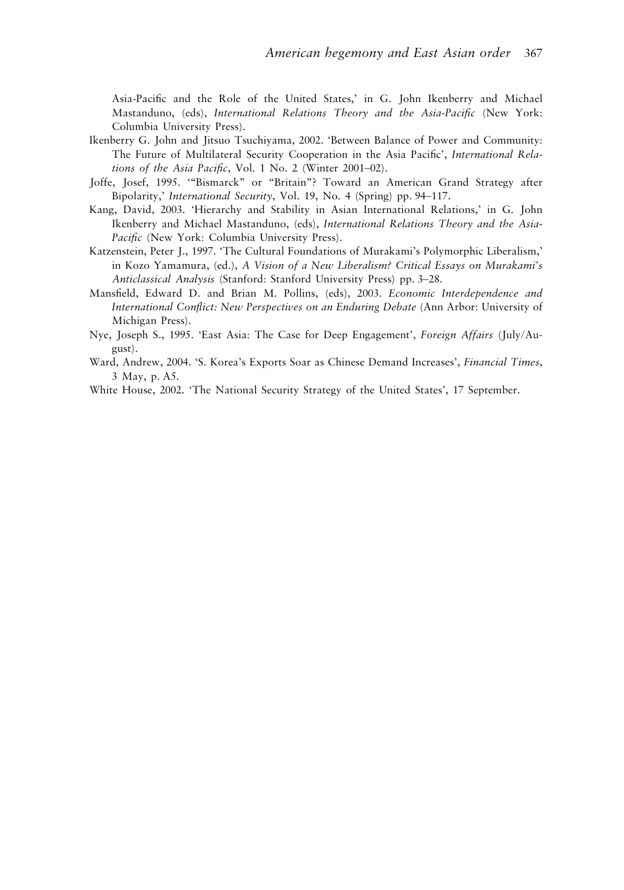Asia-Pacific and the Role of the United States,' in G. John Ikenberry and Michael Mastanduno, (eds), *International Relations Theory and the Asia-Pacific* (New York: Columbia University Press).

Ikenberry G. John and Jitsuo Tsuchiyama, 2002. 'Between Balance of Power and Community: The Future of Multilateral Security Cooperation in the Asia Pacific', *International Relations of the Asia Pacific*, Vol. 1 No. 2 (Winter 2001–02).

Joffe, Josef, 1995. '"Bismarck" or "Britain"? Toward an American Grand Strategy after Bipolarity,' *International Security*, Vol. 19, No. 4 (Spring) pp. 94–117.

Kang, David, 2003. 'Hierarchy and Stability in Asian International Relations,' in G. John Ikenberry and Michael Mastanduno, (eds), *International Relations Theory and the Asia-Pacific* (New York: Columbia University Press).

Katzenstein, Peter J., 1997. 'The Cultural Foundations of Murakami's Polymorphic Liberalism,' in Kozo Yamamura, (ed.), *A Vision of a New Liberalism? Critical Essays on Murakami's Anticlassical Analysis* (Stanford: Stanford University Press) pp. 3–28.

Mansfield, Edward D. and Brian M. Pollins, (eds), 2003. *Economic Interdependence and International Conflict: New Perspectives on an Enduring Debate* (Ann Arbor: University of Michigan Press).

Nye, Joseph S., 1995. 'East Asia: The Case for Deep Engagement', *Foreign Affairs* (July/August).

Ward, Andrew, 2004. 'S. Korea's Exports Soar as Chinese Demand Increases', *Financial Times*, 3 May, p. A5.

White House, 2002. 'The National Security Strategy of the United States', 17 September.